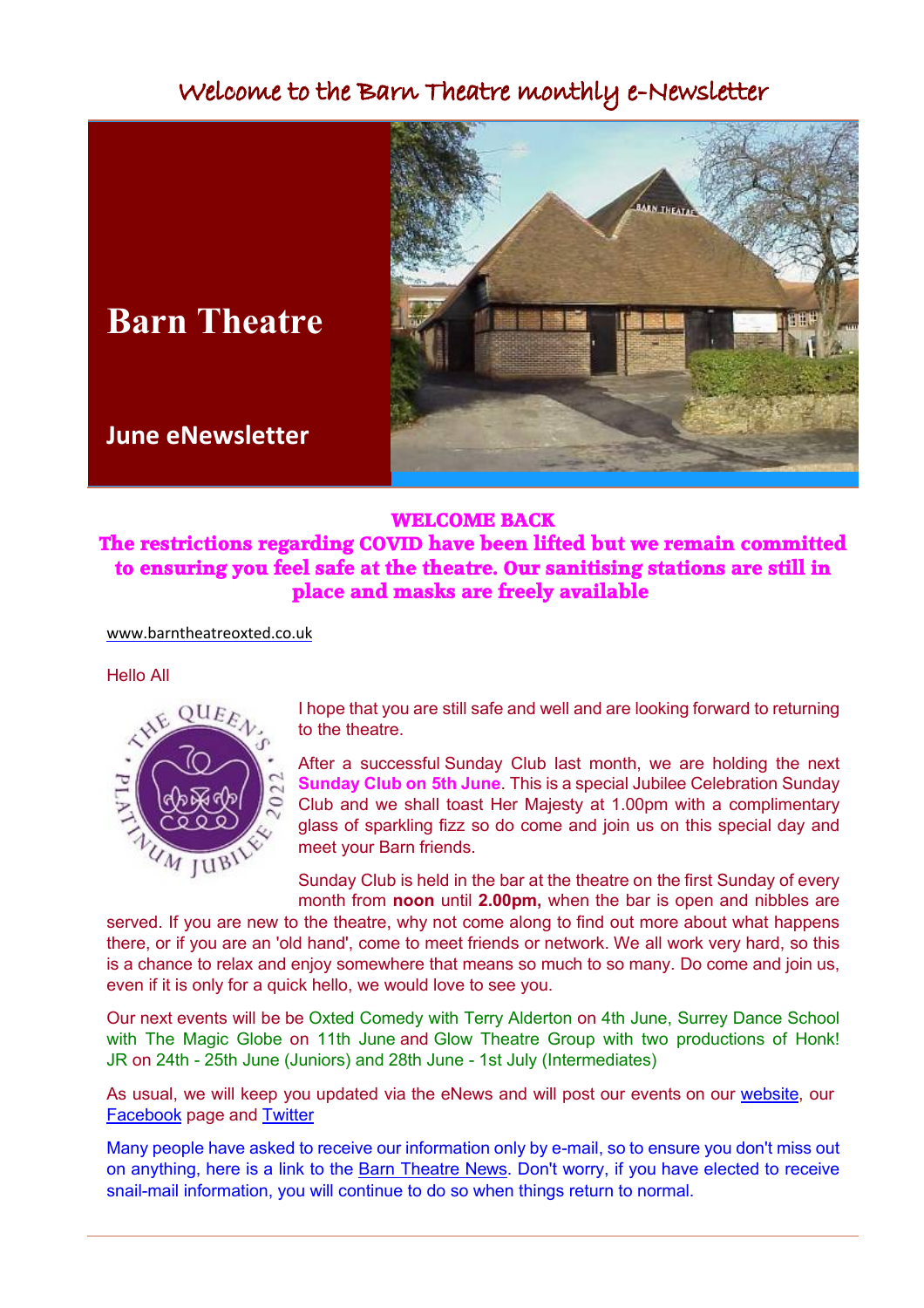# Welcome to the Barn Theatre monthly e-Newsletter

# Barn Theatre

## June eNewsletter

**WELCOME BACK**

**The restrictions regarding COVID have been lifted but we remain committed to ensuring you feel safe at the theatre. Our sanitising stations are still in place and masks are freely available**

www.barntheatreoxted.co.uk

Hello All

I hope that you are still safe and well and are looking forward to returning to the theatre.

After a successful Sunday Club last month, we are holding the next **Sunday Club on 5th June**. This is a special Jubilee Celebration Sunday Club and we shall toast Her Majesty at 1.00pm with a complimentary glass of sparkling fizz so do come and join us on this special day and meet your Barn friends.

Sunday Club is held in the bar at the theatre on the first Sunday of every month from **noon** until **2.00pm,** when the bar is open and nibbles are served. If you are new to the theatre, why not come along to find out more about what happens there, or if you are an 'old hand', come to meet friends or network. We all work very hard, so this is a chance to relax and enjoy somewhere that means so much to so many. Do come and join us, even if it is only for a quick hello, we would love to see you.

Our next events will be be Oxted Comedy with Terry Alderton on 4th June, Surrey Dance School with The Magic Globe on 11th June and Glow Theatre Group with two productions of Honk! JR on 24th - 25th June (Juniors) and 28th June - 1st July (Intermediates)

As usual, we will keep you updated via the eNews and will post our events on our website, our Facebook page and Twitter

Many people have asked to receive our information only by e-mail, so to ensure you don't miss out on anything, here is a link to the Barn Theatre News. Don't worry, if you have elected to receive snail-mail information, you will continue to do so when things return to normal.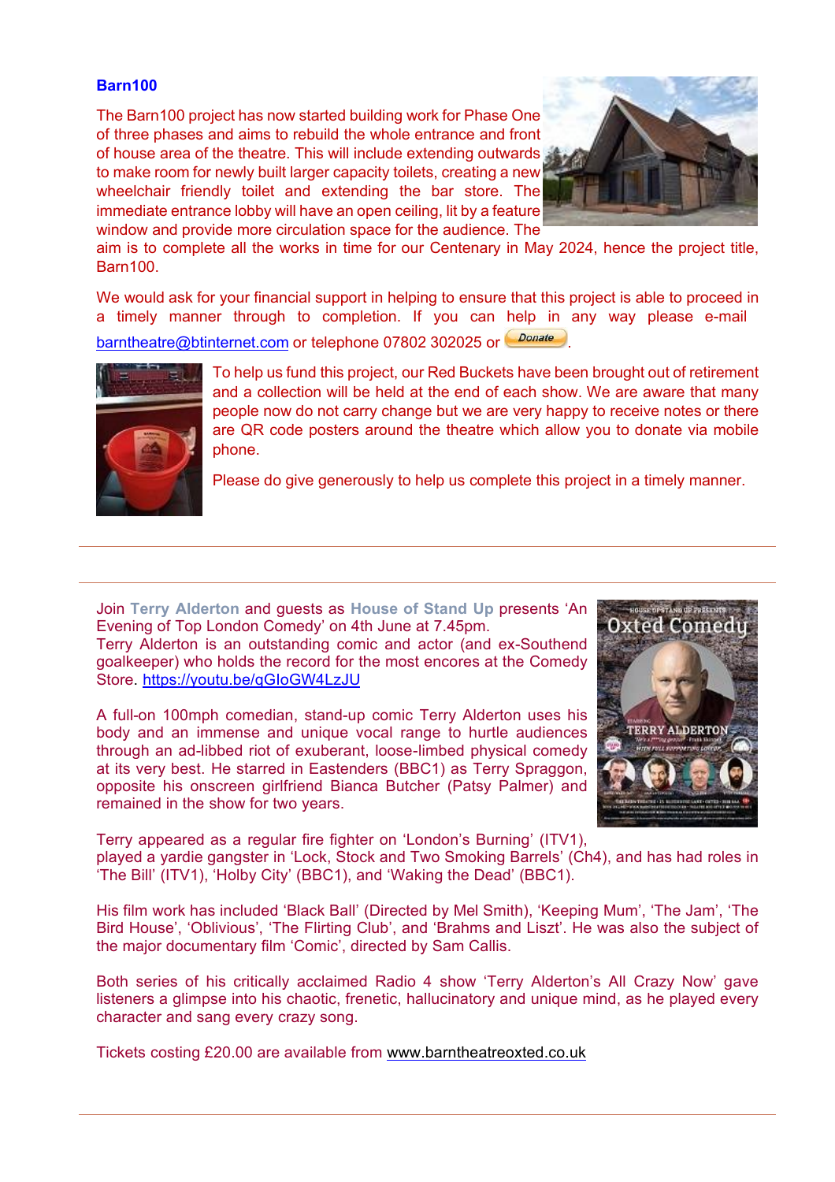## Barn100

The Barn100 project has now started building work for Phase One of three phases and aims to rebuild the whole entrance and front of house area of the theatre. This will include extending outwards to make room for newly built larger capacity toilets, creating a new wheelchair friendly toilet and extending the bar store. The immediate entrance lobby will have an open ceiling, lit by a feature window and provide more circulation space for the audience. The aim is to complete all the works in time for our Centenary in May 2024, hence the project title, Barn100.

We would ask for your financial support in helping to ensure that this project is able to proceed in a timely manner through to completion. If you can help in any way please e-mail barntheatre@btinternet.com or telephone 07802 302025 or Donate.

To help us fund this project, our Red Buckets have been brought out of retirement and a collection will be held at the end of each show. We are aware that many people now do not carry change but we are very happy to receive notes or there are QR code posters around the theatre which allow you to donate via mobile phone.

Please do give generously to help us complete this project in a timely manner.

---

Join **Terry Alderton** and guests as **House of Stand Up** presents 'An Evening of Top London Comedy' on 4th June at 7.45pm.
Terry Alderton is an outstanding comic and actor (and ex-Southend goalkeeper) who holds the record for the most encores at the Comedy Store. https://youtu.be/qGloGW4LzJU

A full-on 100mph comedian, stand-up comic Terry Alderton uses his body and an immense and unique vocal range to hurtle audiences through an ad-libbed riot of exuberant, loose-limbed physical comedy at its very best. He starred in Eastenders (BBC1) as Terry Spraggon, opposite his onscreen girlfriend Bianca Butcher (Patsy Palmer) and remained in the show for two years.

Terry appeared as a regular fire fighter on 'London's Burning' (ITV1), played a yardie gangster in 'Lock, Stock and Two Smoking Barrels' (Ch4), and has had roles in 'The Bill' (ITV1), 'Holby City' (BBC1), and 'Waking the Dead' (BBC1).

His film work has included 'Black Ball' (Directed by Mel Smith), 'Keeping Mum', 'The Jam', 'The Bird House', 'Oblivious', 'The Flirting Club', and 'Brahms and Liszt'. He was also the subject of the major documentary film 'Comic', directed by Sam Callis.

Both series of his critically acclaimed Radio 4 show 'Terry Alderton's All Crazy Now' gave listeners a glimpse into his chaotic, frenetic, hallucinatory and unique mind, as he played every character and sang every crazy song.

Tickets costing £20.00 are available from www.barntheatreoxted.co.uk

---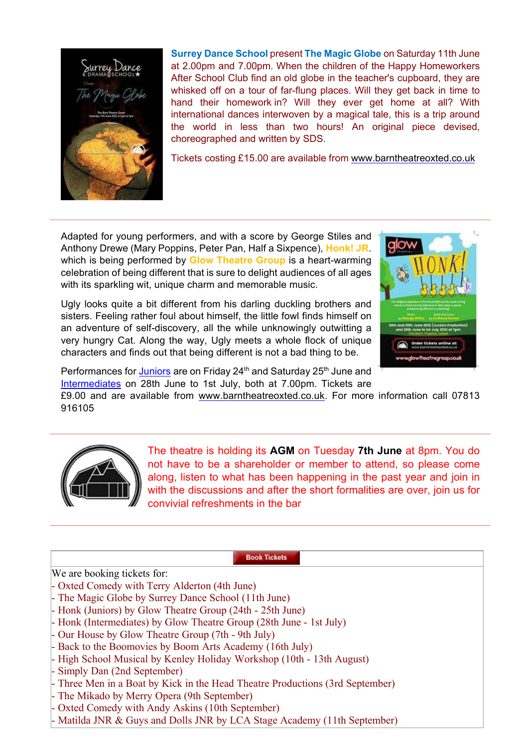**Surrey Dance School** present **The Magic Globe** on Saturday 11th June at 2.00pm and 7.00pm. When the children of the Happy Homeworkers After School Club find an old globe in the teacher's cupboard, they are whisked off on a tour of far-flung places. Will they get back in time to hand their homework in? Will they ever get home at all? With international dances interwoven by a magical tale, this is a trip around the world in less than two hours! An original piece devised, choreographed and written by SDS.

Tickets costing £15.00 are available from www.barntheatreoxted.co.uk

---

Adapted for young performers, and with a score by George Stiles and Anthony Drewe (Mary Poppins, Peter Pan, Half a Sixpence), **Honk! JR**. which is being performed by **Glow Theatre Group** is a heart-warming celebration of being different that is sure to delight audiences of all ages with its sparkling wit, unique charm and memorable music.

Ugly looks quite a bit different from his darling duckling brothers and sisters. Feeling rather foul about himself, the little fowl finds himself on an adventure of self-discovery, all the while unknowingly outwitting a very hungry Cat. Along the way, Ugly meets a whole flock of unique characters and finds out that being different is not a bad thing to be.

Performances for Juniors are on Friday 24th and Saturday 25th June and Intermediates on 28th June to 1st July, both at 7.00pm. Tickets are £9.00 and are available from www.barntheatreoxted.co.uk. For more information call 07813 916105

---

The theatre is holding its **AGM** on Tuesday **7th June** at 8pm. You do not have to be a shareholder or member to attend, so please come along, listen to what has been happening in the past year and join in with the discussions and after the short formalities are over, join us for convivial refreshments in the bar

---

**Book Tickets**

We are booking tickets for:
- Oxted Comedy with Terry Alderton (4th June)
- The Magic Globe by Surrey Dance School (11th June)
- Honk (Juniors) by Glow Theatre Group (24th - 25th June)
- Honk (Intermediates) by Glow Theatre Group (28th June - 1st July)
- Our House by Glow Theatre Group (7th - 9th July)
- Back to the Boomovies by Boom Arts Academy (16th July)
- High School Musical by Kenley Holiday Workshop (10th - 13th August)
- Simply Dan (2nd September)
- Three Men in a Boat by Kick in the Head Theatre Productions (3rd September)
- The Mikado by Merry Opera (9th September)
- Oxted Comedy with Andy Askins (10th September)
- Matilda JNR & Guys and Dolls JNR by LCA Stage Academy (11th September)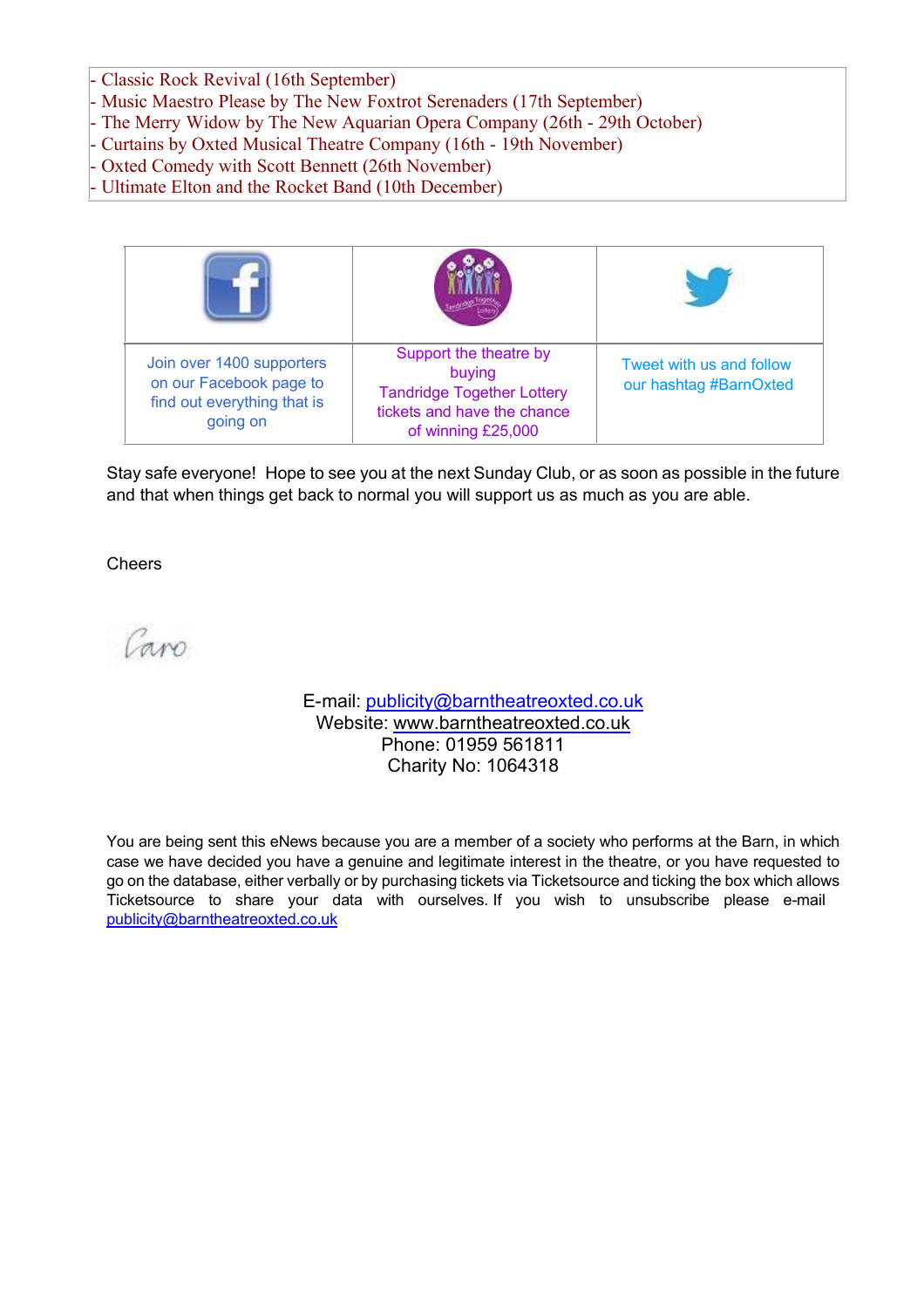- Classic Rock Revival (16th September)
- Music Maestro Please by The New Foxtrot Serenaders (17th September)
- The Merry Widow by The New Aquarian Opera Company (26th - 29th October)
- Curtains by Oxted Musical Theatre Company (16th - 19th November)
- Oxted Comedy with Scott Bennett (26th November)
- Ultimate Elton and the Rocket Band (10th December)

| | | |
|---|---|---|
| Join over 1400 supporters on our Facebook page to find out everything that is going on | Support the theatre by buying Tandridge Together Lottery tickets and have the chance of winning £25,000 | Tweet with us and follow our hashtag #BarnOxted |

Stay safe everyone! Hope to see you at the next Sunday Club, or as soon as possible in the future and that when things get back to normal you will support us as much as you are able.

Cheers

Caro

E-mail: publicity@barntheatreoxted.co.uk
Website: www.barntheatreoxted.co.uk
Phone: 01959 561811
Charity No: 1064318

You are being sent this eNews because you are a member of a society who performs at the Barn, in which case we have decided you have a genuine and legitimate interest in the theatre, or you have requested to go on the database, either verbally or by purchasing tickets via Ticketsource and ticking the box which allows Ticketsource to share your data with ourselves. If you wish to unsubscribe please e-mail publicity@barntheatreoxted.co.uk